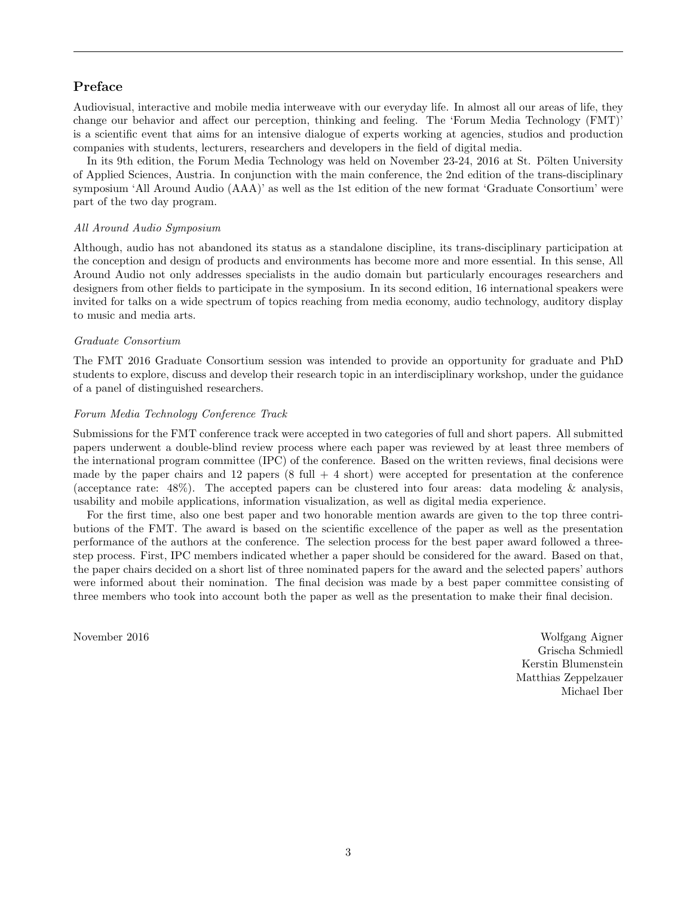## Preface

Audiovisual, interactive and mobile media interweave with our everyday life. In almost all our areas of life, they change our behavior and affect our perception, thinking and feeling. The 'Forum Media Technology (FMT)' is a scientific event that aims for an intensive dialogue of experts working at agencies, studios and production companies with students, lecturers, researchers and developers in the field of digital media.

In its 9th edition, the Forum Media Technology was held on November 23-24, 2016 at St. Pölten University of Applied Sciences, Austria. In conjunction with the main conference, the 2nd edition of the trans-disciplinary symposium 'All Around Audio (AAA)' as well as the 1st edition of the new format 'Graduate Consortium' were part of the two day program.

*All Around Audio Symposium*

Although, audio has not abandoned its status as a standalone discipline, its trans-disciplinary participation at the conception and design of products and environments has become more and more essential. In this sense, All Around Audio not only addresses specialists in the audio domain but particularly encourages researchers and designers from other fields to participate in the symposium. In its second edition, 16 international speakers were invited for talks on a wide spectrum of topics reaching from media economy, audio technology, auditory display to music and media arts.

*Graduate Consortium*

The FMT 2016 Graduate Consortium session was intended to provide an opportunity for graduate and PhD students to explore, discuss and develop their research topic in an interdisciplinary workshop, under the guidance of a panel of distinguished researchers.

*Forum Media Technology Conference Track*

Submissions for the FMT conference track were accepted in two categories of full and short papers. All submitted papers underwent a double-blind review process where each paper was reviewed by at least three members of the international program committee (IPC) of the conference. Based on the written reviews, final decisions were made by the paper chairs and 12 papers (8 full + 4 short) were accepted for presentation at the conference (acceptance rate: 48%). The accepted papers can be clustered into four areas: data modeling & analysis, usability and mobile applications, information visualization, as well as digital media experience.

For the first time, also one best paper and two honorable mention awards are given to the top three contributions of the FMT. The award is based on the scientific excellence of the paper as well as the presentation performance of the authors at the conference. The selection process for the best paper award followed a three-step process. First, IPC members indicated whether a paper should be considered for the award. Based on that, the paper chairs decided on a short list of three nominated papers for the award and the selected papers' authors were informed about their nomination. The final decision was made by a best paper committee consisting of three members who took into account both the paper as well as the presentation to make their final decision.

November 2016

Wolfgang Aigner
Grischa Schmiedl
Kerstin Blumenstein
Matthias Zeppelzauer
Michael Iber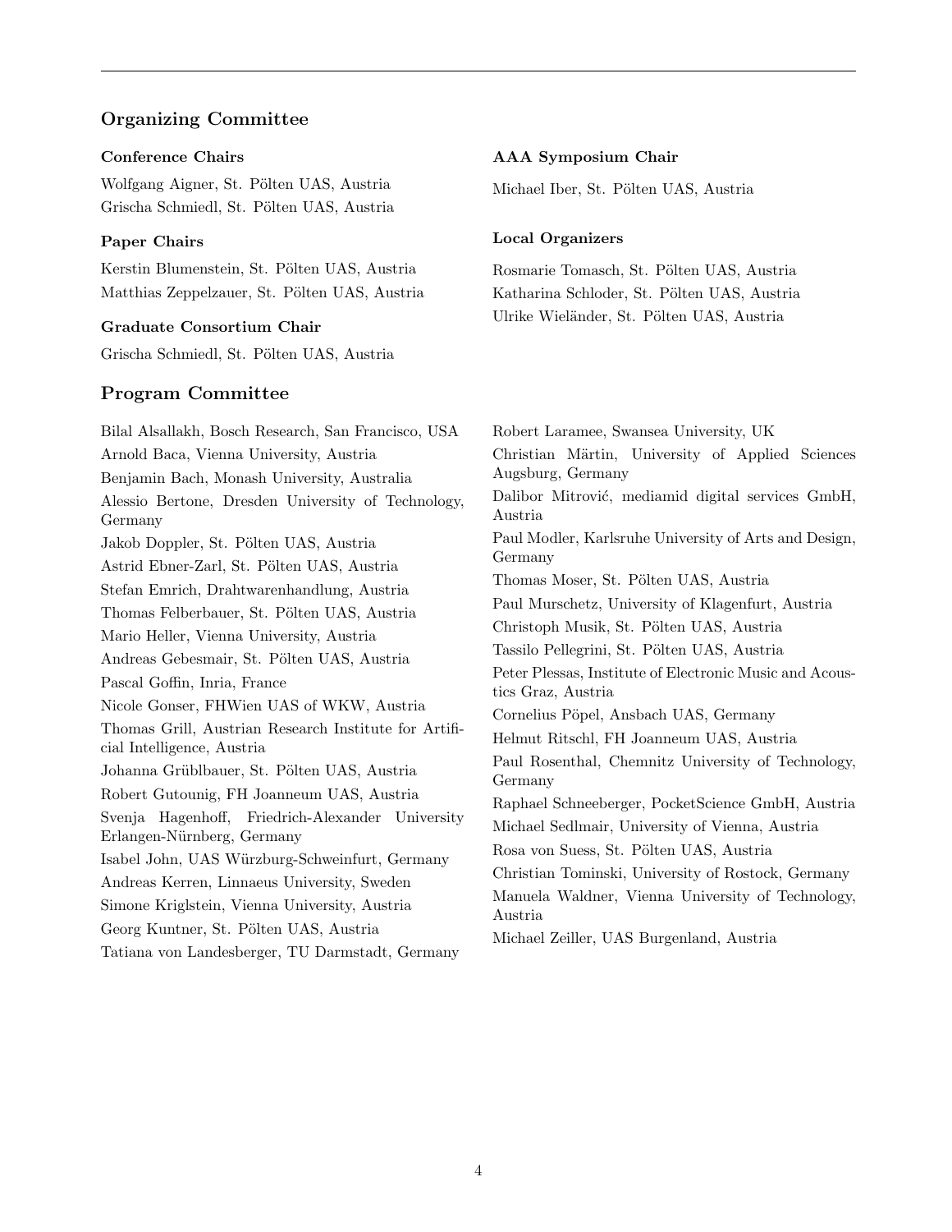## Organizing Committee

### Conference Chairs

Wolfgang Aigner, St. Pölten UAS, Austria
Grischa Schmiedl, St. Pölten UAS, Austria

### Paper Chairs

Kerstin Blumenstein, St. Pölten UAS, Austria
Matthias Zeppelzauer, St. Pölten UAS, Austria

### Graduate Consortium Chair

Grischa Schmiedl, St. Pölten UAS, Austria

### AAA Symposium Chair

Michael Iber, St. Pölten UAS, Austria

### Local Organizers

Rosmarie Tomasch, St. Pölten UAS, Austria
Katharina Schloder, St. Pölten UAS, Austria
Ulrike Wieländer, St. Pölten UAS, Austria

## Program Committee

Bilal Alsallakh, Bosch Research, San Francisco, USA
Arnold Baca, Vienna University, Austria
Benjamin Bach, Monash University, Australia
Alessio Bertone, Dresden University of Technology, Germany
Jakob Doppler, St. Pölten UAS, Austria
Astrid Ebner-Zarl, St. Pölten UAS, Austria
Stefan Emrich, Drahtwarenhandlung, Austria
Thomas Felberbauer, St. Pölten UAS, Austria
Mario Heller, Vienna University, Austria
Andreas Gebesmair, St. Pölten UAS, Austria
Pascal Goffin, Inria, France
Nicole Gonser, FHWien UAS of WKW, Austria
Thomas Grill, Austrian Research Institute for Artificial Intelligence, Austria
Johanna Grüblbauer, St. Pölten UAS, Austria
Robert Gutounig, FH Joanneum UAS, Austria
Svenja Hagenhoff, Friedrich-Alexander University Erlangen-Nürnberg, Germany
Isabel John, UAS Würzburg-Schweinfurt, Germany
Andreas Kerren, Linnaeus University, Sweden
Simone Kriglstein, Vienna University, Austria
Georg Kuntner, St. Pölten UAS, Austria
Tatiana von Landesberger, TU Darmstadt, Germany
Robert Laramee, Swansea University, UK
Christian Märtin, University of Applied Sciences Augsburg, Germany
Dalibor Mitrović, mediamid digital services GmbH, Austria
Paul Modler, Karlsruhe University of Arts and Design, Germany
Thomas Moser, St. Pölten UAS, Austria
Paul Murschetz, University of Klagenfurt, Austria
Christoph Musik, St. Pölten UAS, Austria
Tassilo Pellegrini, St. Pölten UAS, Austria
Peter Plessas, Institute of Electronic Music and Acoustics Graz, Austria
Cornelius Pöpel, Ansbach UAS, Germany
Helmut Ritschl, FH Joanneum UAS, Austria
Paul Rosenthal, Chemnitz University of Technology, Germany
Raphael Schneeberger, PocketScience GmbH, Austria
Michael Sedlmair, University of Vienna, Austria
Rosa von Suess, St. Pölten UAS, Austria
Christian Tominski, University of Rostock, Germany
Manuela Waldner, Vienna University of Technology, Austria
Michael Zeiller, UAS Burgenland, Austria